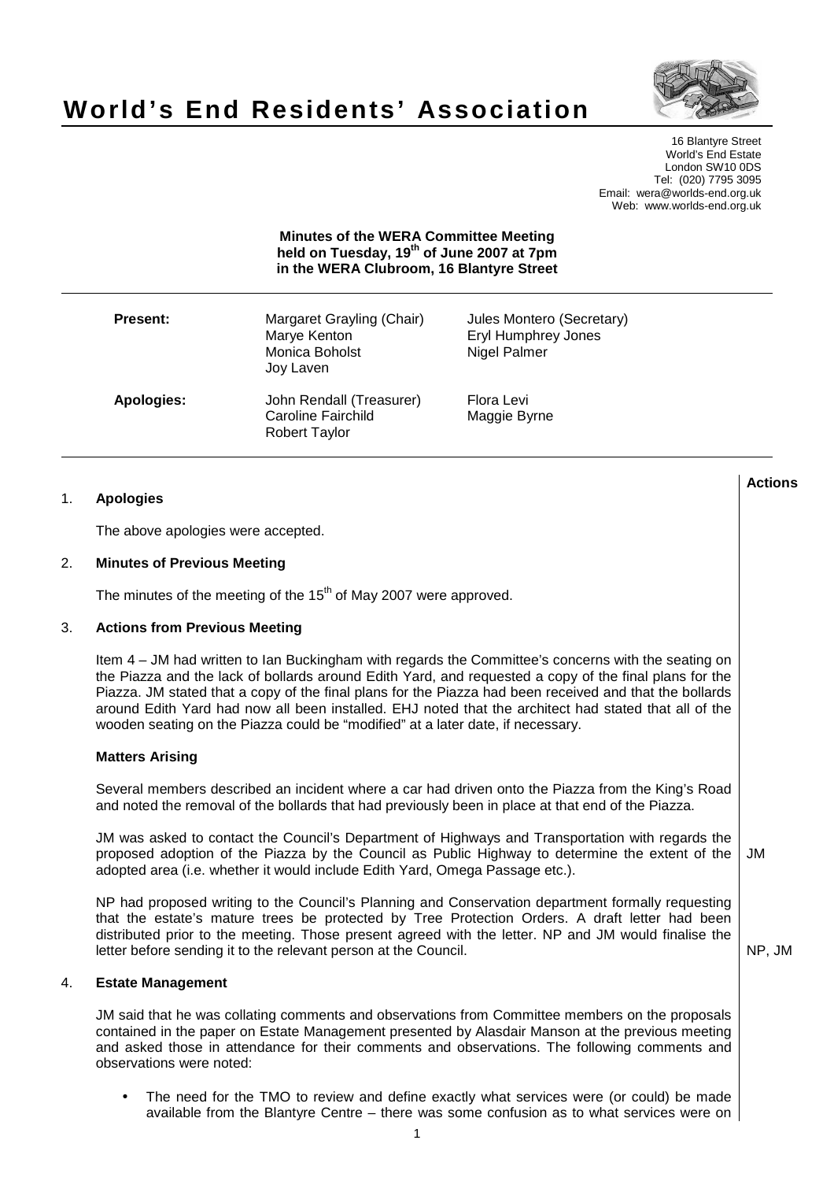# World's End Residents' Association

16 Blantyre Street
World's End Estate
London SW10 0DS
Tel: (020) 7795 3095
Email: wera@worlds-end.org.uk
Web: www.worlds-end.org.uk

**Minutes of the WERA Committee Meeting held on Tuesday, 19th of June 2007 at 7pm in the WERA Clubroom, 16 Blantyre Street**

| | | |
|---|---|---|
| **Present:** | Margaret Grayling (Chair)<br>Marye Kenton<br>Monica Boholst<br>Joy Laven | Jules Montero (Secretary)<br>Eryl Humphrey Jones<br>Nigel Palmer |
| **Apologies:** | John Rendall (Treasurer)<br>Caroline Fairchild<br>Robert Taylor | Flora Levi<br>Maggie Byrne |

**Actions**

## 1. Apologies

The above apologies were accepted.

## 2. Minutes of Previous Meeting

The minutes of the meeting of the 15th of May 2007 were approved.

## 3. Actions from Previous Meeting

Item 4 – JM had written to Ian Buckingham with regards the Committee's concerns with the seating on the Piazza and the lack of bollards around Edith Yard, and requested a copy of the final plans for the Piazza. JM stated that a copy of the final plans for the Piazza had been received and that the bollards around Edith Yard had now all been installed. EHJ noted that the architect had stated that all of the wooden seating on the Piazza could be "modified" at a later date, if necessary.

### Matters Arising

Several members described an incident where a car had driven onto the Piazza from the King's Road and noted the removal of the bollards that had previously been in place at that end of the Piazza.

JM was asked to contact the Council's Department of Highways and Transportation with regards the proposed adoption of the Piazza by the Council as Public Highway to determine the extent of the adopted area (i.e. whether it would include Edith Yard, Omega Passage etc.). — **Action: JM**

NP had proposed writing to the Council's Planning and Conservation department formally requesting that the estate's mature trees be protected by Tree Protection Orders. A draft letter had been distributed prior to the meeting. Those present agreed with the letter. NP and JM would finalise the letter before sending it to the relevant person at the Council. — **Action: NP, JM**

## 4. Estate Management

JM said that he was collating comments and observations from Committee members on the proposals contained in the paper on Estate Management presented by Alasdair Manson at the previous meeting and asked those in attendance for their comments and observations. The following comments and observations were noted:

- The need for the TMO to review and define exactly what services were (or could) be made available from the Blantyre Centre – there was some confusion as to what services were on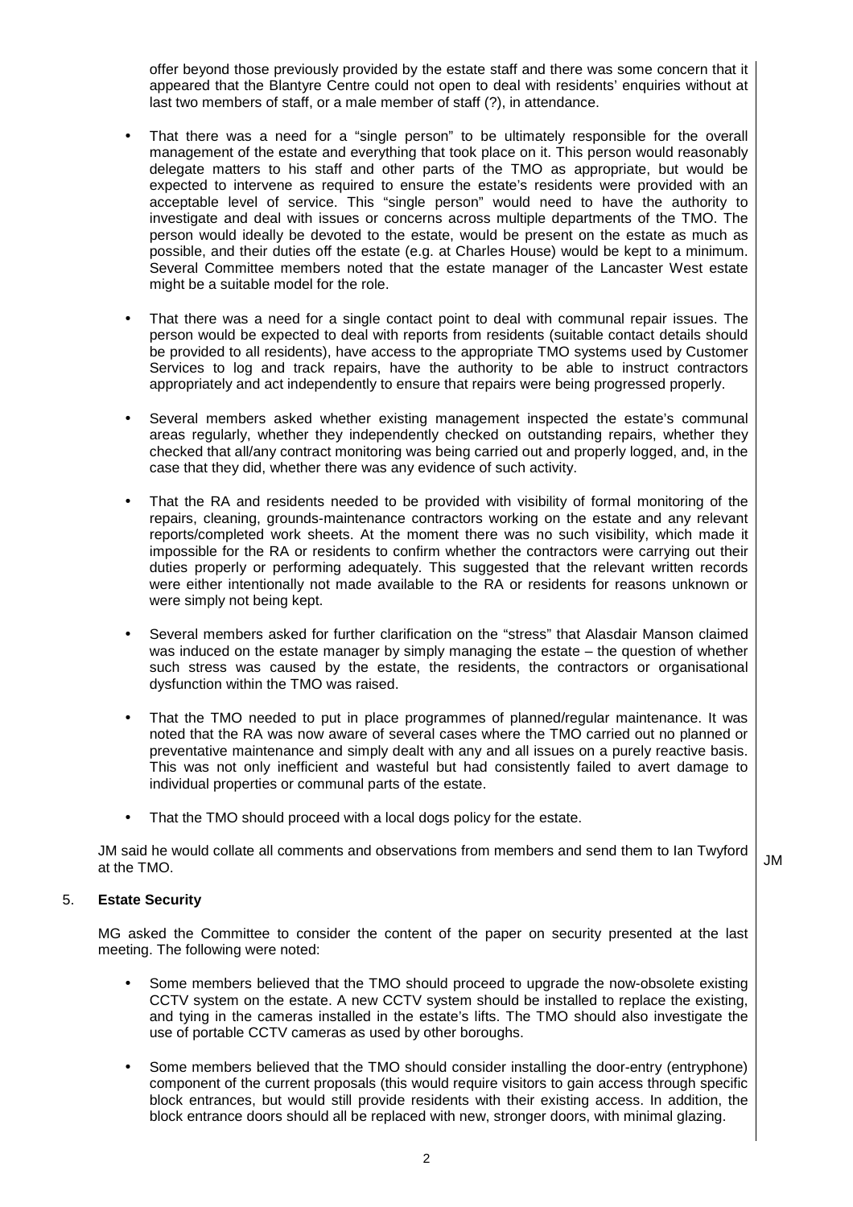offer beyond those previously provided by the estate staff and there was some concern that it appeared that the Blantyre Centre could not open to deal with residents' enquiries without at last two members of staff, or a male member of staff (?), in attendance.

- That there was a need for a "single person" to be ultimately responsible for the overall management of the estate and everything that took place on it. This person would reasonably delegate matters to his staff and other parts of the TMO as appropriate, but would be expected to intervene as required to ensure the estate's residents were provided with an acceptable level of service. This "single person" would need to have the authority to investigate and deal with issues or concerns across multiple departments of the TMO. The person would ideally be devoted to the estate, would be present on the estate as much as possible, and their duties off the estate (e.g. at Charles House) would be kept to a minimum. Several Committee members noted that the estate manager of the Lancaster West estate might be a suitable model for the role.

- That there was a need for a single contact point to deal with communal repair issues. The person would be expected to deal with reports from residents (suitable contact details should be provided to all residents), have access to the appropriate TMO systems used by Customer Services to log and track repairs, have the authority to be able to instruct contractors appropriately and act independently to ensure that repairs were being progressed properly.

- Several members asked whether existing management inspected the estate's communal areas regularly, whether they independently checked on outstanding repairs, whether they checked that all/any contract monitoring was being carried out and properly logged, and, in the case that they did, whether there was any evidence of such activity.

- That the RA and residents needed to be provided with visibility of formal monitoring of the repairs, cleaning, grounds-maintenance contractors working on the estate and any relevant reports/completed work sheets. At the moment there was no such visibility, which made it impossible for the RA or residents to confirm whether the contractors were carrying out their duties properly or performing adequately. This suggested that the relevant written records were either intentionally not made available to the RA or residents for reasons unknown or were simply not being kept.

- Several members asked for further clarification on the "stress" that Alasdair Manson claimed was induced on the estate manager by simply managing the estate – the question of whether such stress was caused by the estate, the residents, the contractors or organisational dysfunction within the TMO was raised.

- That the TMO needed to put in place programmes of planned/regular maintenance. It was noted that the RA was now aware of several cases where the TMO carried out no planned or preventative maintenance and simply dealt with any and all issues on a purely reactive basis. This was not only inefficient and wasteful but had consistently failed to avert damage to individual properties or communal parts of the estate.

- That the TMO should proceed with a local dogs policy for the estate.

JM said he would collate all comments and observations from members and send them to Ian Twyford at the TMO. **JM**

5. **Estate Security**

MG asked the Committee to consider the content of the paper on security presented at the last meeting. The following were noted:

- Some members believed that the TMO should proceed to upgrade the now-obsolete existing CCTV system on the estate. A new CCTV system should be installed to replace the existing, and tying in the cameras installed in the estate's lifts. The TMO should also investigate the use of portable CCTV cameras as used by other boroughs.

- Some members believed that the TMO should consider installing the door-entry (entryphone) component of the current proposals (this would require visitors to gain access through specific block entrances, but would still provide residents with their existing access. In addition, the block entrance doors should all be replaced with new, stronger doors, with minimal glazing.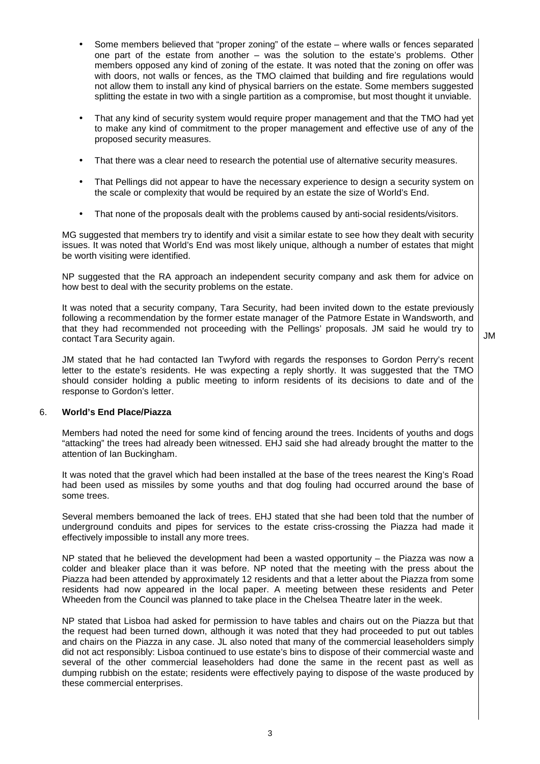- Some members believed that "proper zoning" of the estate – where walls or fences separated one part of the estate from another – was the solution to the estate's problems. Other members opposed any kind of zoning of the estate. It was noted that the zoning on offer was with doors, not walls or fences, as the TMO claimed that building and fire regulations would not allow them to install any kind of physical barriers on the estate. Some members suggested splitting the estate in two with a single partition as a compromise, but most thought it unviable.

- That any kind of security system would require proper management and that the TMO had yet to make any kind of commitment to the proper management and effective use of any of the proposed security measures.

- That there was a clear need to research the potential use of alternative security measures.

- That Pellings did not appear to have the necessary experience to design a security system on the scale or complexity that would be required by an estate the size of World's End.

- That none of the proposals dealt with the problems caused by anti-social residents/visitors.

MG suggested that members try to identify and visit a similar estate to see how they dealt with security issues. It was noted that World's End was most likely unique, although a number of estates that might be worth visiting were identified.

NP suggested that the RA approach an independent security company and ask them for advice on how best to deal with the security problems on the estate.

It was noted that a security company, Tara Security, had been invited down to the estate previously following a recommendation by the former estate manager of the Patmore Estate in Wandsworth, and that they had recommended not proceeding with the Pellings' proposals. JM said he would try to contact Tara Security again. **JM**

JM stated that he had contacted Ian Twyford with regards the responses to Gordon Perry's recent letter to the estate's residents. He was expecting a reply shortly. It was suggested that the TMO should consider holding a public meeting to inform residents of its decisions to date and of the response to Gordon's letter.

### 6. World's End Place/Piazza

Members had noted the need for some kind of fencing around the trees. Incidents of youths and dogs "attacking" the trees had already been witnessed. EHJ said she had already brought the matter to the attention of Ian Buckingham.

It was noted that the gravel which had been installed at the base of the trees nearest the King's Road had been used as missiles by some youths and that dog fouling had occurred around the base of some trees.

Several members bemoaned the lack of trees. EHJ stated that she had been told that the number of underground conduits and pipes for services to the estate criss-crossing the Piazza had made it effectively impossible to install any more trees.

NP stated that he believed the development had been a wasted opportunity – the Piazza was now a colder and bleaker place than it was before. NP noted that the meeting with the press about the Piazza had been attended by approximately 12 residents and that a letter about the Piazza from some residents had now appeared in the local paper. A meeting between these residents and Peter Wheeden from the Council was planned to take place in the Chelsea Theatre later in the week.

NP stated that Lisboa had asked for permission to have tables and chairs out on the Piazza but that the request had been turned down, although it was noted that they had proceeded to put out tables and chairs on the Piazza in any case. JL also noted that many of the commercial leaseholders simply did not act responsibly: Lisboa continued to use estate's bins to dispose of their commercial waste and several of the other commercial leaseholders had done the same in the recent past as well as dumping rubbish on the estate; residents were effectively paying to dispose of the waste produced by these commercial enterprises.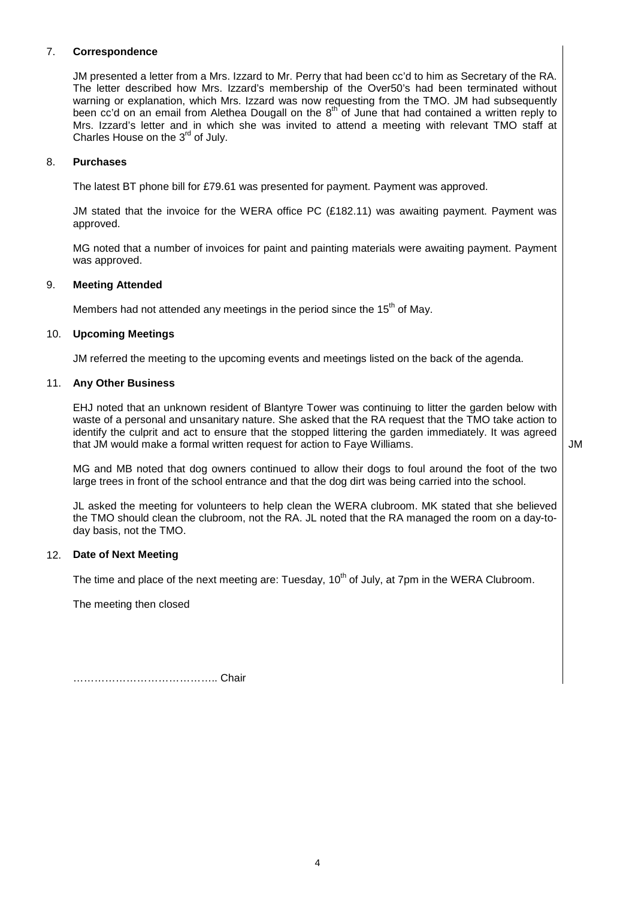## 7. **Correspondence**

JM presented a letter from a Mrs. Izzard to Mr. Perry that had been cc'd to him as Secretary of the RA. The letter described how Mrs. Izzard's membership of the Over50's had been terminated without warning or explanation, which Mrs. Izzard was now requesting from the TMO. JM had subsequently been cc'd on an email from Alethea Dougall on the 8th of June that had contained a written reply to Mrs. Izzard's letter and in which she was invited to attend a meeting with relevant TMO staff at Charles House on the 3rd of July.

## 8. **Purchases**

The latest BT phone bill for £79.61 was presented for payment. Payment was approved.

JM stated that the invoice for the WERA office PC (£182.11) was awaiting payment. Payment was approved.

MG noted that a number of invoices for paint and painting materials were awaiting payment. Payment was approved.

## 9. **Meeting Attended**

Members had not attended any meetings in the period since the 15th of May.

## 10. **Upcoming Meetings**

JM referred the meeting to the upcoming events and meetings listed on the back of the agenda.

## 11. **Any Other Business**

EHJ noted that an unknown resident of Blantyre Tower was continuing to litter the garden below with waste of a personal and unsanitary nature. She asked that the RA request that the TMO take action to identify the culprit and act to ensure that the stopped littering the garden immediately. It was agreed that JM would make a formal written request for action to Faye Williams. **JM**

MG and MB noted that dog owners continued to allow their dogs to foul around the foot of the two large trees in front of the school entrance and that the dog dirt was being carried into the school.

JL asked the meeting for volunteers to help clean the WERA clubroom. MK stated that she believed the TMO should clean the clubroom, not the RA. JL noted that the RA managed the room on a day-to-day basis, not the TMO.

## 12. **Date of Next Meeting**

The time and place of the next meeting are: Tuesday, 10th of July, at 7pm in the WERA Clubroom.

The meeting then closed

………………………………….. Chair